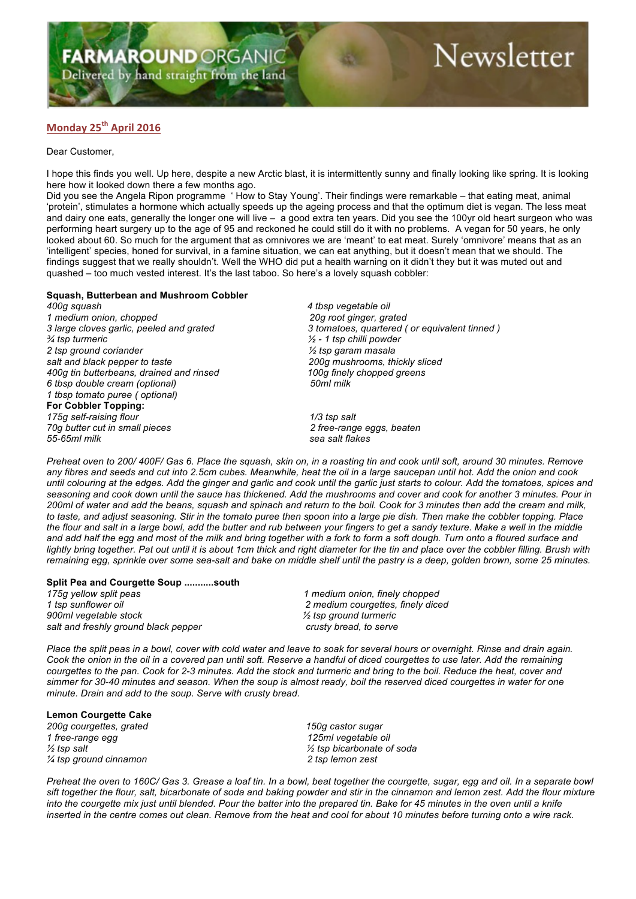# FARMAROUND ORGANIC Newsletter

Delivered by hand straight from the land

## Monday 25th April 2016

Dear Customer,

I hope this finds you well. Up here, despite a new Arctic blast, it is intermittently sunny and finally looking like spring. It is looking here how it looked down there a few months ago.

Did you see the Angela Ripon programme ' How to Stay Young'. Their findings were remarkable – that eating meat, animal 'protein', stimulates a hormone which actually speeds up the ageing process and that the optimum diet is vegan. The less meat and dairy one eats, generally the longer one will live – a good extra ten years. Did you see the 100yr old heart surgeon who was performing heart surgery up to the age of 95 and reckoned he could still do it with no problems. A vegan for 50 years, he only looked about 60. So much for the argument that as omnivores we are 'meant' to eat meat. Surely 'omnivore' means that as an 'intelligent' species, honed for survival, in a famine situation, we can eat anything, but it doesn't mean that we should. The findings suggest that we really shouldn't. Well the WHO did put a health warning on it didn't they but it was muted out and quashed – too much vested interest. It's the last taboo. So here's a lovely squash cobbler:

### Squash, Butterbean and Mushroom Cobbler

*400g squash*
*1 medium onion, chopped*
*3 large cloves garlic, peeled and grated*
*¾ tsp turmeric*
*2 tsp ground coriander*
*salt and black pepper to taste*
*400g tin butterbeans, drained and rinsed*
*6 tbsp double cream (optional)*
*1 tbsp tomato puree ( optional)*
*4 tbsp vegetable oil*
*20g root ginger, grated*
*3 tomatoes, quartered ( or equivalent tinned )*
*½ - 1 tsp chilli powder*
*½ tsp garam masala*
*200g mushrooms, thickly sliced*
*100g finely chopped greens*
*50ml milk*

**For Cobbler Topping:**

*175g self-raising flour*
*70g butter cut in small pieces*
*55-65ml milk*
*1/3 tsp salt*
*2 free-range eggs, beaten*
*sea salt flakes*

*Preheat oven to 200/ 400F/ Gas 6. Place the squash, skin on, in a roasting tin and cook until soft, around 30 minutes. Remove any fibres and seeds and cut into 2.5cm cubes. Meanwhile, heat the oil in a large saucepan until hot. Add the onion and cook until colouring at the edges. Add the ginger and garlic and cook until the garlic just starts to colour. Add the tomatoes, spices and seasoning and cook down until the sauce has thickened. Add the mushrooms and cover and cook for another 3 minutes. Pour in 200ml of water and add the beans, squash and spinach and return to the boil. Cook for 3 minutes then add the cream and milk, to taste, and adjust seasoning. Stir in the tomato puree then spoon into a large pie dish. Then make the cobbler topping. Place the flour and salt in a large bowl, add the butter and rub between your fingers to get a sandy texture. Make a well in the middle and add half the egg and most of the milk and bring together with a fork to form a soft dough. Turn onto a floured surface and lightly bring together. Pat out until it is about 1cm thick and right diameter for the tin and place over the cobbler filling. Brush with remaining egg, sprinkle over some sea-salt and bake on middle shelf until the pastry is a deep, golden brown, some 25 minutes.*

### Split Pea and Courgette Soup ...........south

*175g yellow split peas*
*1 tsp sunflower oil*
*900ml vegetable stock*
*salt and freshly ground black pepper*
*1 medium onion, finely chopped*
*2 medium courgettes, finely diced*
*½ tsp ground turmeric*
*crusty bread, to serve*

*Place the split peas in a bowl, cover with cold water and leave to soak for several hours or overnight. Rinse and drain again. Cook the onion in the oil in a covered pan until soft. Reserve a handful of diced courgettes to use later. Add the remaining courgettes to the pan. Cook for 2-3 minutes. Add the stock and turmeric and bring to the boil. Reduce the heat, cover and simmer for 30-40 minutes and season. When the soup is almost ready, boil the reserved diced courgettes in water for one minute. Drain and add to the soup. Serve with crusty bread.*

### Lemon Courgette Cake

*200g courgettes, grated*
*1 free-range egg*
*½ tsp salt*
*¼ tsp ground cinnamon*
*150g castor sugar*
*125ml vegetable oil*
*½ tsp bicarbonate of soda*
*2 tsp lemon zest*

*Preheat the oven to 160C/ Gas 3. Grease a loaf tin. In a bowl, beat together the courgette, sugar, egg and oil. In a separate bowl sift together the flour, salt, bicarbonate of soda and baking powder and stir in the cinnamon and lemon zest. Add the flour mixture into the courgette mix just until blended. Pour the batter into the prepared tin. Bake for 45 minutes in the oven until a knife inserted in the centre comes out clean. Remove from the heat and cool for about 10 minutes before turning onto a wire rack.*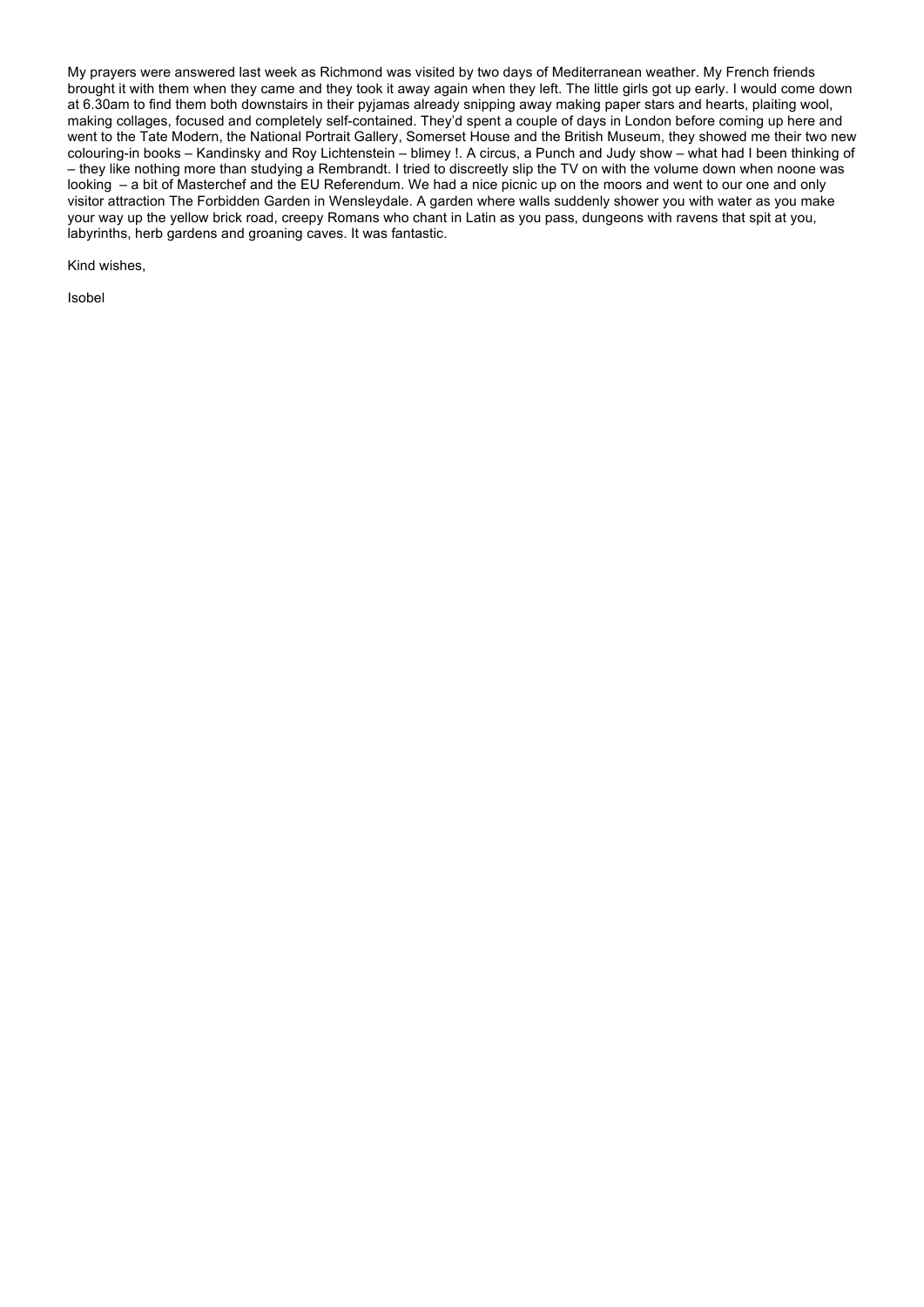My prayers were answered last week as Richmond was visited by two days of Mediterranean weather. My French friends brought it with them when they came and they took it away again when they left. The little girls got up early. I would come down at 6.30am to find them both downstairs in their pyjamas already snipping away making paper stars and hearts, plaiting wool, making collages, focused and completely self-contained. They'd spent a couple of days in London before coming up here and went to the Tate Modern, the National Portrait Gallery, Somerset House and the British Museum, they showed me their two new colouring-in books – Kandinsky and Roy Lichtenstein – blimey !. A circus, a Punch and Judy show – what had I been thinking of – they like nothing more than studying a Rembrandt. I tried to discreetly slip the TV on with the volume down when noone was looking – a bit of Masterchef and the EU Referendum. We had a nice picnic up on the moors and went to our one and only visitor attraction The Forbidden Garden in Wensleydale. A garden where walls suddenly shower you with water as you make your way up the yellow brick road, creepy Romans who chant in Latin as you pass, dungeons with ravens that spit at you, labyrinths, herb gardens and groaning caves. It was fantastic.

Kind wishes,

Isobel